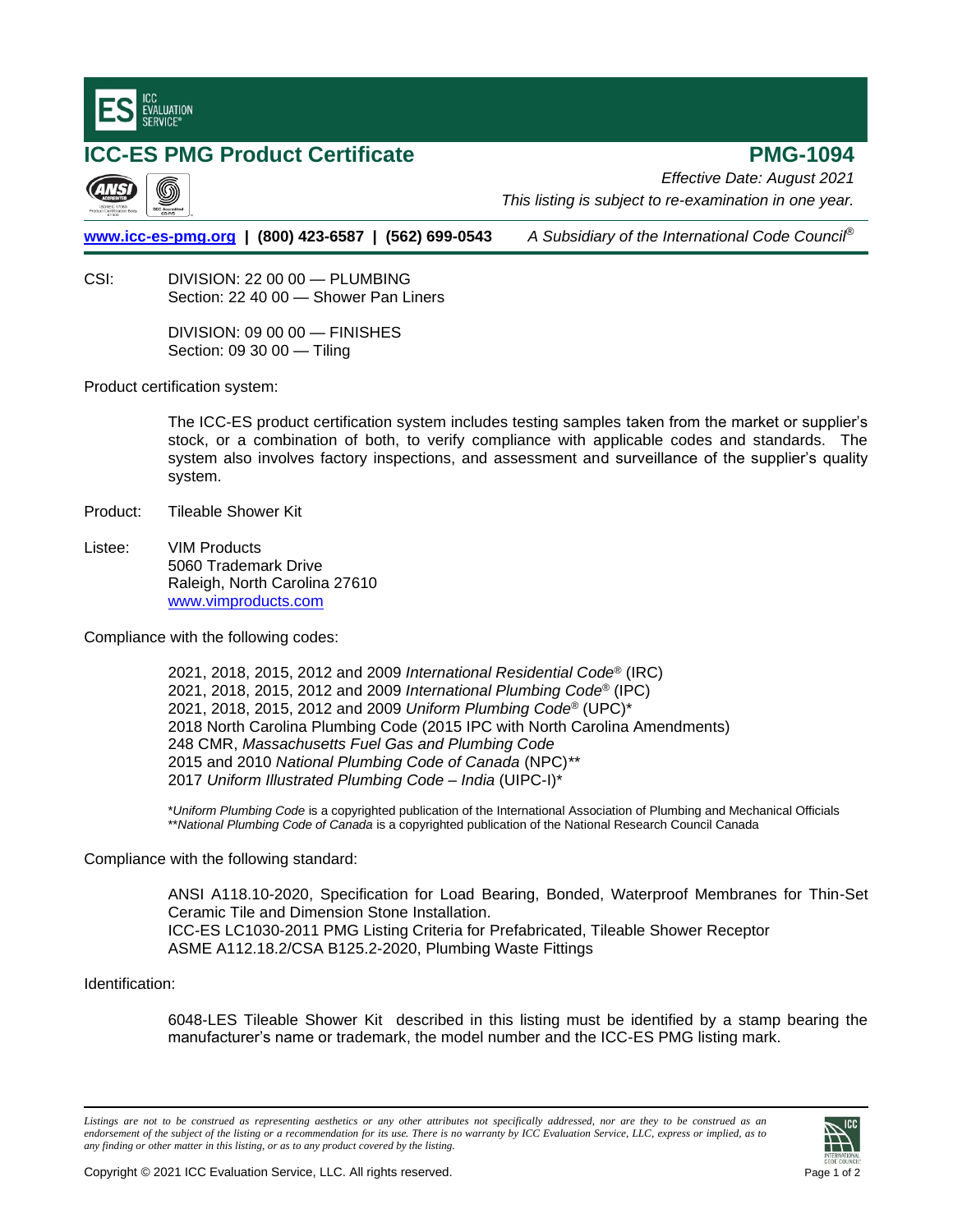ICC EVALUATION SERVICE®

# ICC-ES PMG Product Certificate

# PMG-1094

*Effective Date: August 2021*

*This listing is subject to re-examination in one year.*

**[www.icc-es-pmg.org](http://www.icc-es-pmg.org) | (800) 423-6587 | (562) 699-0543** *A Subsidiary of the International Code Council®*

CSI: DIVISION: 22 00 00 — PLUMBING
Section: 22 40 00 — Shower Pan Liners

DIVISION: 09 00 00 — FINISHES
Section: 09 30 00 — Tiling

Product certification system:

The ICC-ES product certification system includes testing samples taken from the market or supplier's stock, or a combination of both, to verify compliance with applicable codes and standards. The system also involves factory inspections, and assessment and surveillance of the supplier's quality system.

Product: Tileable Shower Kit

Listee: VIM Products
5060 Trademark Drive
Raleigh, North Carolina 27610
[www.vimproducts.com](http://www.vimproducts.com)

Compliance with the following codes:

2021, 2018, 2015, 2012 and 2009 *International Residential Code®* (IRC)
2021, 2018, 2015, 2012 and 2009 *International Plumbing Code®* (IPC)
2021, 2018, 2015, 2012 and 2009 *Uniform Plumbing Code®* (UPC)*
2018 North Carolina Plumbing Code (2015 IPC with North Carolina Amendments)
248 CMR, *Massachusetts Fuel Gas and Plumbing Code*
2015 and 2010 *National Plumbing Code of Canada* (NPC)**
2017 *Uniform Illustrated Plumbing Code – India* (UIPC-I)*

**Uniform Plumbing Code* is a copyrighted publication of the International Association of Plumbing and Mechanical Officials
***National Plumbing Code of Canada* is a copyrighted publication of the National Research Council Canada

Compliance with the following standard:

ANSI A118.10-2020, Specification for Load Bearing, Bonded, Waterproof Membranes for Thin-Set Ceramic Tile and Dimension Stone Installation.
ICC-ES LC1030-2011 PMG Listing Criteria for Prefabricated, Tileable Shower Receptor
ASME A112.18.2/CSA B125.2-2020, Plumbing Waste Fittings

Identification:

6048-LES Tileable Shower Kit described in this listing must be identified by a stamp bearing the manufacturer's name or trademark, the model number and the ICC-ES PMG listing mark.

*Listings are not to be construed as representing aesthetics or any other attributes not specifically addressed, nor are they to be construed as an endorsement of the subject of the listing or a recommendation for its use. There is no warranty by ICC Evaluation Service, LLC, express or implied, as to any finding or other matter in this listing, or as to any product covered by the listing.*

Copyright © 2021 ICC Evaluation Service, LLC. All rights reserved.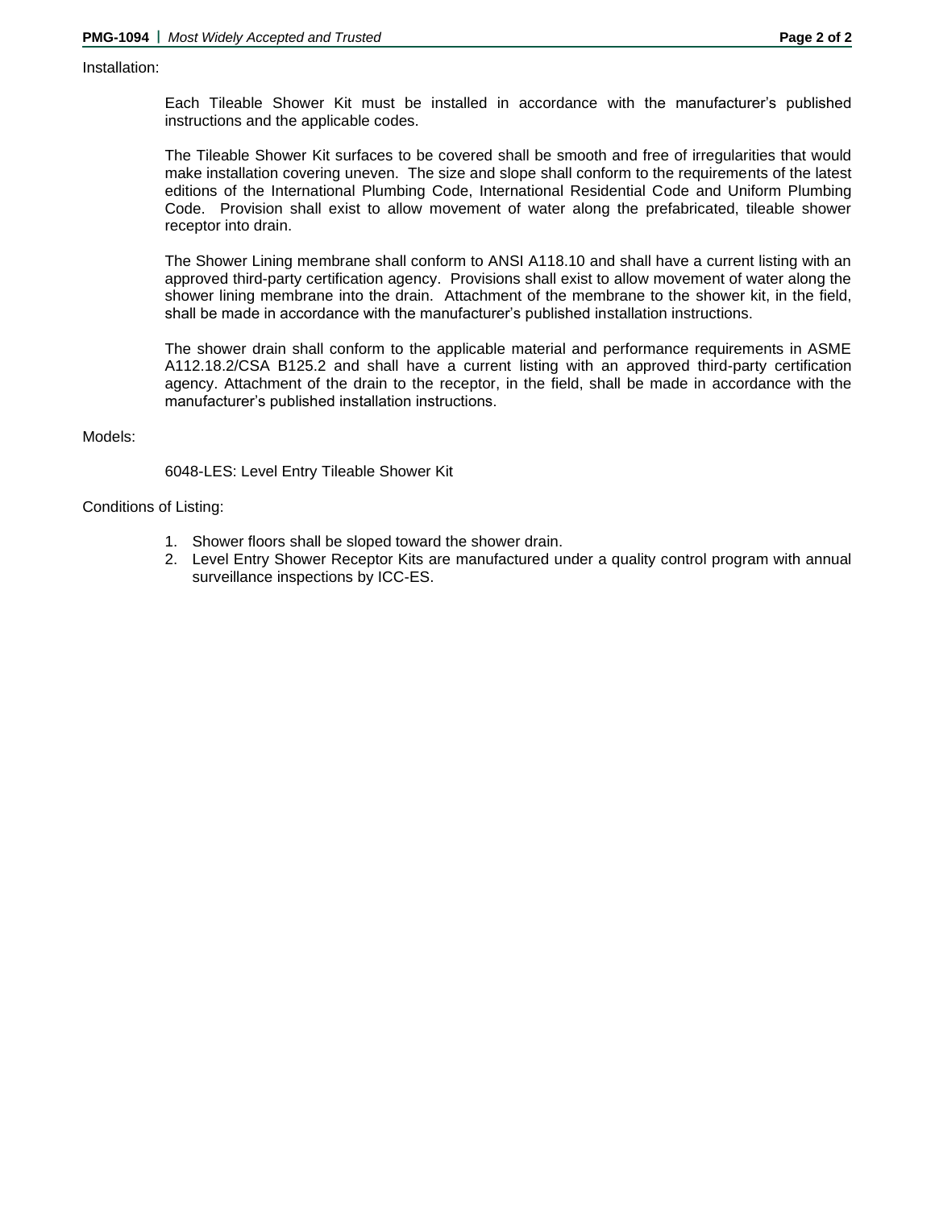Installation:

Each Tileable Shower Kit must be installed in accordance with the manufacturer's published instructions and the applicable codes.

The Tileable Shower Kit surfaces to be covered shall be smooth and free of irregularities that would make installation covering uneven. The size and slope shall conform to the requirements of the latest editions of the International Plumbing Code, International Residential Code and Uniform Plumbing Code. Provision shall exist to allow movement of water along the prefabricated, tileable shower receptor into drain.

The Shower Lining membrane shall conform to ANSI A118.10 and shall have a current listing with an approved third-party certification agency. Provisions shall exist to allow movement of water along the shower lining membrane into the drain. Attachment of the membrane to the shower kit, in the field, shall be made in accordance with the manufacturer's published installation instructions.

The shower drain shall conform to the applicable material and performance requirements in ASME A112.18.2/CSA B125.2 and shall have a current listing with an approved third-party certification agency. Attachment of the drain to the receptor, in the field, shall be made in accordance with the manufacturer's published installation instructions.

Models:

6048-LES: Level Entry Tileable Shower Kit

Conditions of Listing:

1. Shower floors shall be sloped toward the shower drain.
2. Level Entry Shower Receptor Kits are manufactured under a quality control program with annual surveillance inspections by ICC-ES.